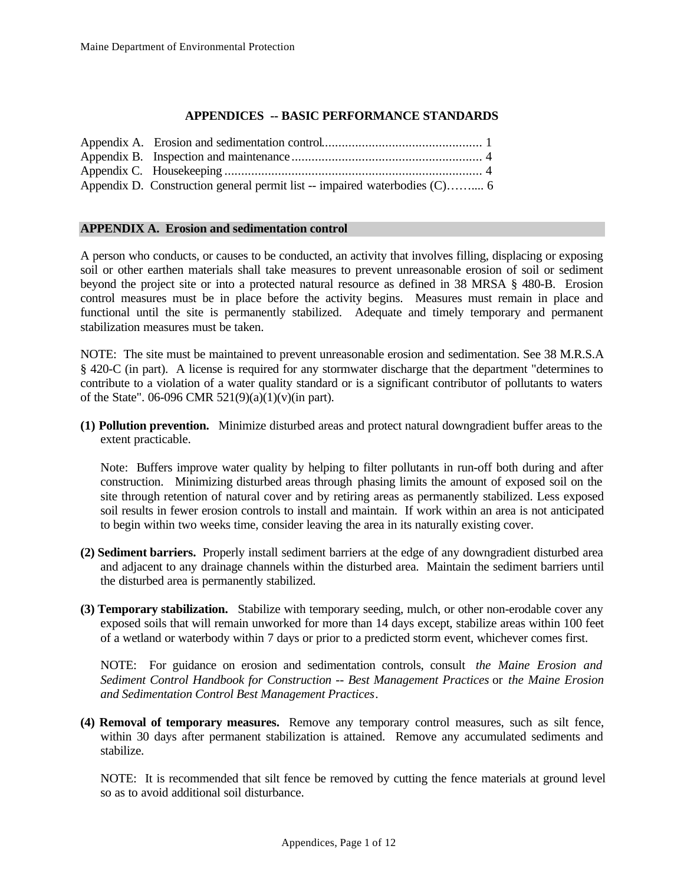# APPENDICES -- BASIC PERFORMANCE STANDARDS

Appendix A. Erosion and sedimentation control................................................ 1
Appendix B. Inspection and maintenance......................................................... 4
Appendix C. Housekeeping............................................................................. 4
Appendix D. Construction general permit list -- impaired waterbodies (C)……..... 6

## APPENDIX A. Erosion and sedimentation control

A person who conducts, or causes to be conducted, an activity that involves filling, displacing or exposing soil or other earthen materials shall take measures to prevent unreasonable erosion of soil or sediment beyond the project site or into a protected natural resource as defined in 38 MRSA § 480-B. Erosion control measures must be in place before the activity begins. Measures must remain in place and functional until the site is permanently stabilized. Adequate and timely temporary and permanent stabilization measures must be taken.

NOTE: The site must be maintained to prevent unreasonable erosion and sedimentation. See 38 M.R.S.A § 420-C (in part). A license is required for any stormwater discharge that the department "determines to contribute to a violation of a water quality standard or is a significant contributor of pollutants to waters of the State". 06-096 CMR 521(9)(a)(1)(v)(in part).

**(1) Pollution prevention.** Minimize disturbed areas and protect natural downgradient buffer areas to the extent practicable.

Note: Buffers improve water quality by helping to filter pollutants in run-off both during and after construction. Minimizing disturbed areas through phasing limits the amount of exposed soil on the site through retention of natural cover and by retiring areas as permanently stabilized. Less exposed soil results in fewer erosion controls to install and maintain. If work within an area is not anticipated to begin within two weeks time, consider leaving the area in its naturally existing cover.

**(2) Sediment barriers.** Properly install sediment barriers at the edge of any downgradient disturbed area and adjacent to any drainage channels within the disturbed area. Maintain the sediment barriers until the disturbed area is permanently stabilized.

**(3) Temporary stabilization.** Stabilize with temporary seeding, mulch, or other non-erodable cover any exposed soils that will remain unworked for more than 14 days except, stabilize areas within 100 feet of a wetland or waterbody within 7 days or prior to a predicted storm event, whichever comes first.

NOTE: For guidance on erosion and sedimentation controls, consult *the Maine Erosion and Sediment Control Handbook for Construction -- Best Management Practices* or *the Maine Erosion and Sedimentation Control Best Management Practices*.

**(4) Removal of temporary measures.** Remove any temporary control measures, such as silt fence, within 30 days after permanent stabilization is attained. Remove any accumulated sediments and stabilize.

NOTE: It is recommended that silt fence be removed by cutting the fence materials at ground level so as to avoid additional soil disturbance.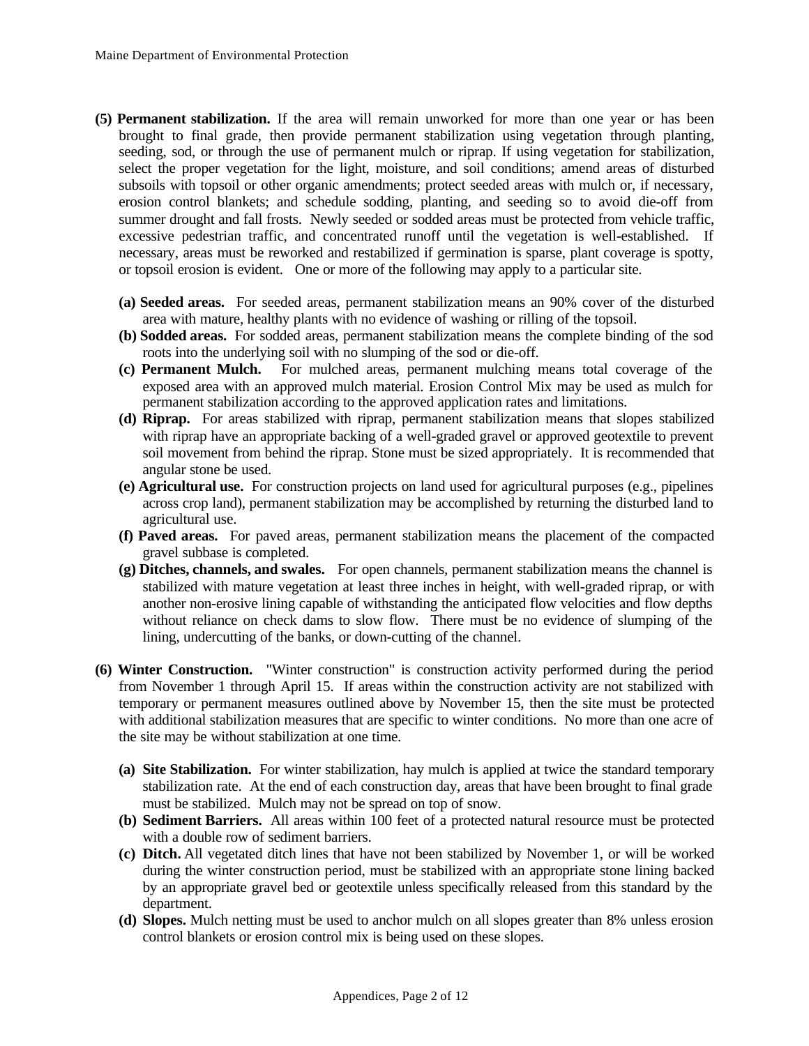**(5) Permanent stabilization.** If the area will remain unworked for more than one year or has been brought to final grade, then provide permanent stabilization using vegetation through planting, seeding, sod, or through the use of permanent mulch or riprap. If using vegetation for stabilization, select the proper vegetation for the light, moisture, and soil conditions; amend areas of disturbed subsoils with topsoil or other organic amendments; protect seeded areas with mulch or, if necessary, erosion control blankets; and schedule sodding, planting, and seeding so to avoid die-off from summer drought and fall frosts. Newly seeded or sodded areas must be protected from vehicle traffic, excessive pedestrian traffic, and concentrated runoff until the vegetation is well-established. If necessary, areas must be reworked and restabilized if germination is sparse, plant coverage is spotty, or topsoil erosion is evident. One or more of the following may apply to a particular site.

- **(a) Seeded areas.** For seeded areas, permanent stabilization means an 90% cover of the disturbed area with mature, healthy plants with no evidence of washing or rilling of the topsoil.
- **(b) Sodded areas.** For sodded areas, permanent stabilization means the complete binding of the sod roots into the underlying soil with no slumping of the sod or die-off.
- **(c) Permanent Mulch.** For mulched areas, permanent mulching means total coverage of the exposed area with an approved mulch material. Erosion Control Mix may be used as mulch for permanent stabilization according to the approved application rates and limitations.
- **(d) Riprap.** For areas stabilized with riprap, permanent stabilization means that slopes stabilized with riprap have an appropriate backing of a well-graded gravel or approved geotextile to prevent soil movement from behind the riprap. Stone must be sized appropriately. It is recommended that angular stone be used.
- **(e) Agricultural use.** For construction projects on land used for agricultural purposes (e.g., pipelines across crop land), permanent stabilization may be accomplished by returning the disturbed land to agricultural use.
- **(f) Paved areas.** For paved areas, permanent stabilization means the placement of the compacted gravel subbase is completed.
- **(g) Ditches, channels, and swales.** For open channels, permanent stabilization means the channel is stabilized with mature vegetation at least three inches in height, with well-graded riprap, or with another non-erosive lining capable of withstanding the anticipated flow velocities and flow depths without reliance on check dams to slow flow. There must be no evidence of slumping of the lining, undercutting of the banks, or down-cutting of the channel.

**(6) Winter Construction.** "Winter construction" is construction activity performed during the period from November 1 through April 15. If areas within the construction activity are not stabilized with temporary or permanent measures outlined above by November 15, then the site must be protected with additional stabilization measures that are specific to winter conditions. No more than one acre of the site may be without stabilization at one time.

- **(a) Site Stabilization.** For winter stabilization, hay mulch is applied at twice the standard temporary stabilization rate. At the end of each construction day, areas that have been brought to final grade must be stabilized. Mulch may not be spread on top of snow.
- **(b) Sediment Barriers.** All areas within 100 feet of a protected natural resource must be protected with a double row of sediment barriers.
- **(c) Ditch.** All vegetated ditch lines that have not been stabilized by November 1, or will be worked during the winter construction period, must be stabilized with an appropriate stone lining backed by an appropriate gravel bed or geotextile unless specifically released from this standard by the department.
- **(d) Slopes.** Mulch netting must be used to anchor mulch on all slopes greater than 8% unless erosion control blankets or erosion control mix is being used on these slopes.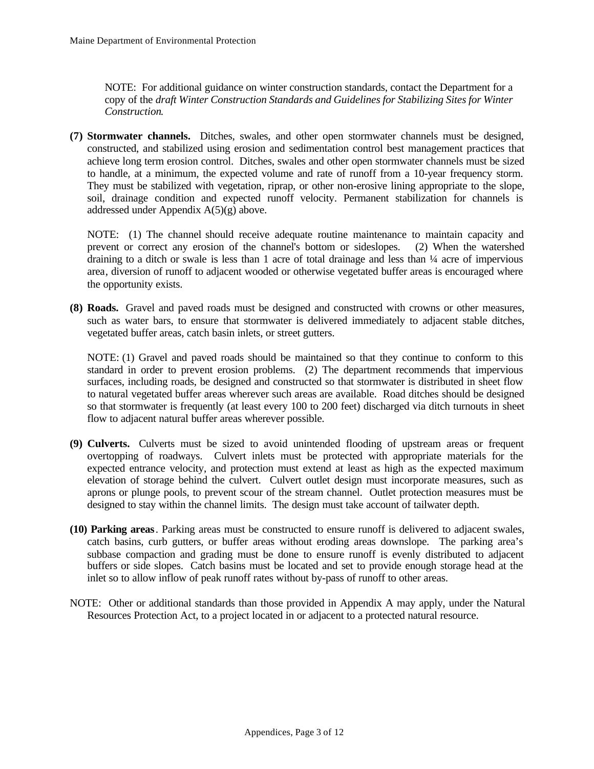NOTE: For additional guidance on winter construction standards, contact the Department for a copy of the *draft Winter Construction Standards and Guidelines for Stabilizing Sites for Winter Construction*.

**(7) Stormwater channels.** Ditches, swales, and other open stormwater channels must be designed, constructed, and stabilized using erosion and sedimentation control best management practices that achieve long term erosion control. Ditches, swales and other open stormwater channels must be sized to handle, at a minimum, the expected volume and rate of runoff from a 10-year frequency storm. They must be stabilized with vegetation, riprap, or other non-erosive lining appropriate to the slope, soil, drainage condition and expected runoff velocity. Permanent stabilization for channels is addressed under Appendix A(5)(g) above.

NOTE: (1) The channel should receive adequate routine maintenance to maintain capacity and prevent or correct any erosion of the channel's bottom or sideslopes. (2) When the watershed draining to a ditch or swale is less than 1 acre of total drainage and less than ¼ acre of impervious area, diversion of runoff to adjacent wooded or otherwise vegetated buffer areas is encouraged where the opportunity exists.

**(8) Roads.** Gravel and paved roads must be designed and constructed with crowns or other measures, such as water bars, to ensure that stormwater is delivered immediately to adjacent stable ditches, vegetated buffer areas, catch basin inlets, or street gutters.

NOTE: (1) Gravel and paved roads should be maintained so that they continue to conform to this standard in order to prevent erosion problems. (2) The department recommends that impervious surfaces, including roads, be designed and constructed so that stormwater is distributed in sheet flow to natural vegetated buffer areas wherever such areas are available. Road ditches should be designed so that stormwater is frequently (at least every 100 to 200 feet) discharged via ditch turnouts in sheet flow to adjacent natural buffer areas wherever possible.

**(9) Culverts.** Culverts must be sized to avoid unintended flooding of upstream areas or frequent overtopping of roadways. Culvert inlets must be protected with appropriate materials for the expected entrance velocity, and protection must extend at least as high as the expected maximum elevation of storage behind the culvert. Culvert outlet design must incorporate measures, such as aprons or plunge pools, to prevent scour of the stream channel. Outlet protection measures must be designed to stay within the channel limits. The design must take account of tailwater depth.

**(10) Parking areas**. Parking areas must be constructed to ensure runoff is delivered to adjacent swales, catch basins, curb gutters, or buffer areas without eroding areas downslope. The parking area's subbase compaction and grading must be done to ensure runoff is evenly distributed to adjacent buffers or side slopes. Catch basins must be located and set to provide enough storage head at the inlet so to allow inflow of peak runoff rates without by-pass of runoff to other areas.

NOTE: Other or additional standards than those provided in Appendix A may apply, under the Natural Resources Protection Act, to a project located in or adjacent to a protected natural resource.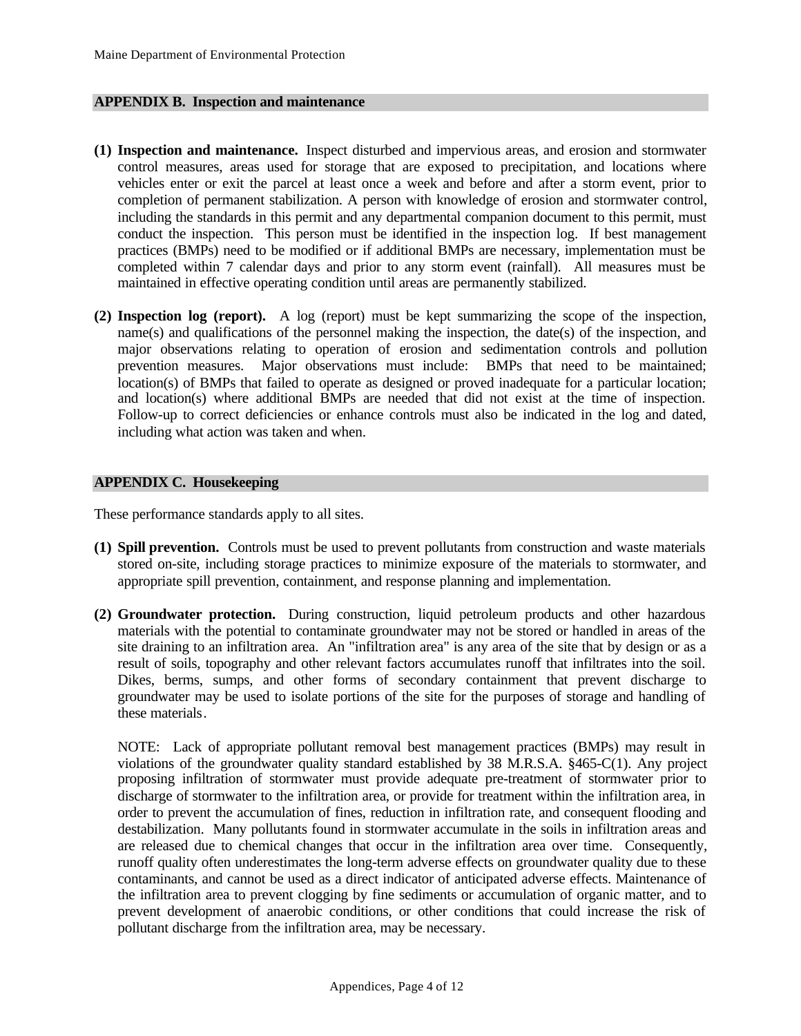## APPENDIX B. Inspection and maintenance

**(1) Inspection and maintenance.** Inspect disturbed and impervious areas, and erosion and stormwater control measures, areas used for storage that are exposed to precipitation, and locations where vehicles enter or exit the parcel at least once a week and before and after a storm event, prior to completion of permanent stabilization. A person with knowledge of erosion and stormwater control, including the standards in this permit and any departmental companion document to this permit, must conduct the inspection. This person must be identified in the inspection log. If best management practices (BMPs) need to be modified or if additional BMPs are necessary, implementation must be completed within 7 calendar days and prior to any storm event (rainfall). All measures must be maintained in effective operating condition until areas are permanently stabilized.

**(2) Inspection log (report).** A log (report) must be kept summarizing the scope of the inspection, name(s) and qualifications of the personnel making the inspection, the date(s) of the inspection, and major observations relating to operation of erosion and sedimentation controls and pollution prevention measures. Major observations must include: BMPs that need to be maintained; location(s) of BMPs that failed to operate as designed or proved inadequate for a particular location; and location(s) where additional BMPs are needed that did not exist at the time of inspection. Follow-up to correct deficiencies or enhance controls must also be indicated in the log and dated, including what action was taken and when.

## APPENDIX C. Housekeeping

These performance standards apply to all sites.

**(1) Spill prevention.** Controls must be used to prevent pollutants from construction and waste materials stored on-site, including storage practices to minimize exposure of the materials to stormwater, and appropriate spill prevention, containment, and response planning and implementation.

**(2) Groundwater protection.** During construction, liquid petroleum products and other hazardous materials with the potential to contaminate groundwater may not be stored or handled in areas of the site draining to an infiltration area. An "infiltration area" is any area of the site that by design or as a result of soils, topography and other relevant factors accumulates runoff that infiltrates into the soil. Dikes, berms, sumps, and other forms of secondary containment that prevent discharge to groundwater may be used to isolate portions of the site for the purposes of storage and handling of these materials.

NOTE: Lack of appropriate pollutant removal best management practices (BMPs) may result in violations of the groundwater quality standard established by 38 M.R.S.A. §465-C(1). Any project proposing infiltration of stormwater must provide adequate pre-treatment of stormwater prior to discharge of stormwater to the infiltration area, or provide for treatment within the infiltration area, in order to prevent the accumulation of fines, reduction in infiltration rate, and consequent flooding and destabilization. Many pollutants found in stormwater accumulate in the soils in infiltration areas and are released due to chemical changes that occur in the infiltration area over time. Consequently, runoff quality often underestimates the long-term adverse effects on groundwater quality due to these contaminants, and cannot be used as a direct indicator of anticipated adverse effects. Maintenance of the infiltration area to prevent clogging by fine sediments or accumulation of organic matter, and to prevent development of anaerobic conditions, or other conditions that could increase the risk of pollutant discharge from the infiltration area, may be necessary.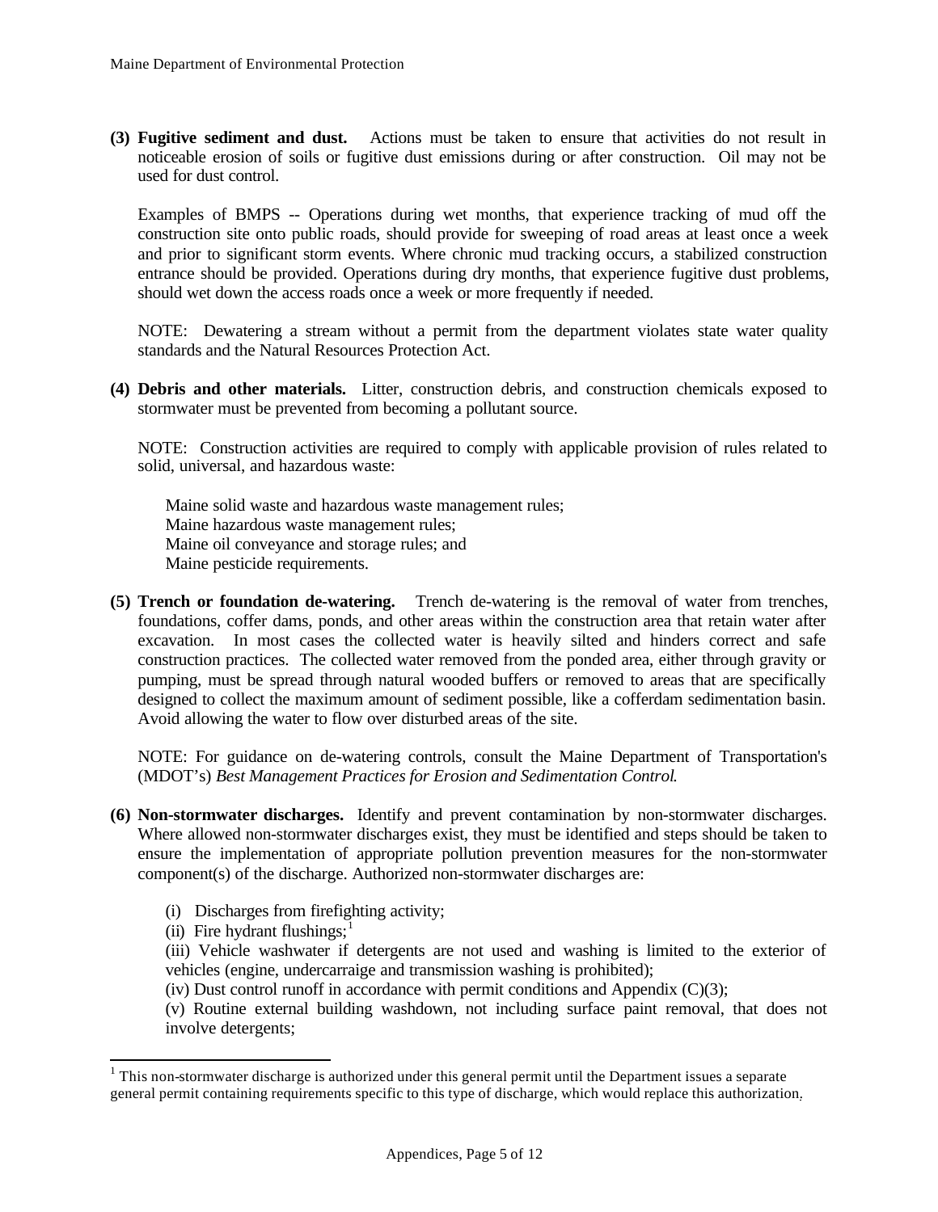**(3) Fugitive sediment and dust.** Actions must be taken to ensure that activities do not result in noticeable erosion of soils or fugitive dust emissions during or after construction. Oil may not be used for dust control.

Examples of BMPS -- Operations during wet months, that experience tracking of mud off the construction site onto public roads, should provide for sweeping of road areas at least once a week and prior to significant storm events. Where chronic mud tracking occurs, a stabilized construction entrance should be provided. Operations during dry months, that experience fugitive dust problems, should wet down the access roads once a week or more frequently if needed.

NOTE: Dewatering a stream without a permit from the department violates state water quality standards and the Natural Resources Protection Act.

**(4) Debris and other materials.** Litter, construction debris, and construction chemicals exposed to stormwater must be prevented from becoming a pollutant source.

NOTE: Construction activities are required to comply with applicable provision of rules related to solid, universal, and hazardous waste:

Maine solid waste and hazardous waste management rules;
Maine hazardous waste management rules;
Maine oil conveyance and storage rules; and
Maine pesticide requirements.

**(5) Trench or foundation de-watering.** Trench de-watering is the removal of water from trenches, foundations, coffer dams, ponds, and other areas within the construction area that retain water after excavation. In most cases the collected water is heavily silted and hinders correct and safe construction practices. The collected water removed from the ponded area, either through gravity or pumping, must be spread through natural wooded buffers or removed to areas that are specifically designed to collect the maximum amount of sediment possible, like a cofferdam sedimentation basin. Avoid allowing the water to flow over disturbed areas of the site.

NOTE: For guidance on de-watering controls, consult the Maine Department of Transportation's (MDOT's) *Best Management Practices for Erosion and Sedimentation Control*.

**(6) Non-stormwater discharges.** Identify and prevent contamination by non-stormwater discharges. Where allowed non-stormwater discharges exist, they must be identified and steps should be taken to ensure the implementation of appropriate pollution prevention measures for the non-stormwater component(s) of the discharge. Authorized non-stormwater discharges are:

(i) Discharges from firefighting activity;
(ii) Fire hydrant flushings;[1]
(iii) Vehicle washwater if detergents are not used and washing is limited to the exterior of vehicles (engine, undercarraige and transmission washing is prohibited);
(iv) Dust control runoff in accordance with permit conditions and Appendix (C)(3);
(v) Routine external building washdown, not including surface paint removal, that does not involve detergents;

[1] This non-stormwater discharge is authorized under this general permit until the Department issues a separate general permit containing requirements specific to this type of discharge, which would replace this authorization.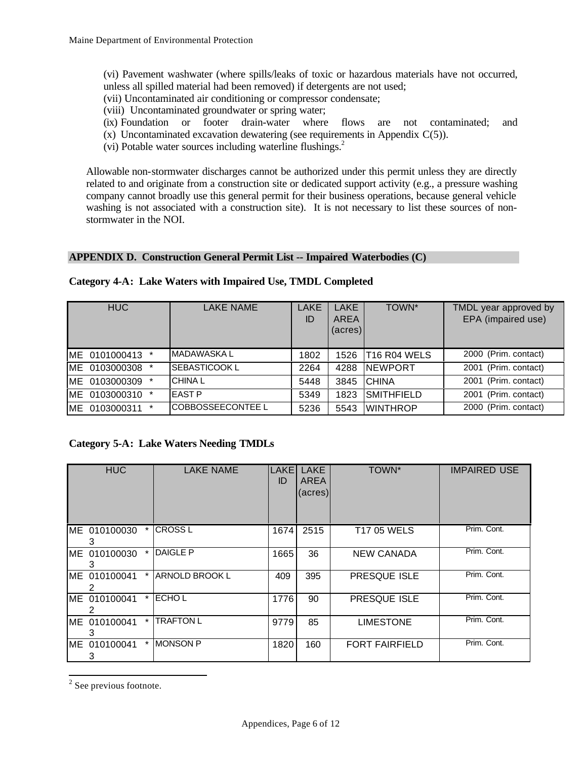(vi) Pavement washwater (where spills/leaks of toxic or hazardous materials have not occurred, unless all spilled material had been removed) if detergents are not used;
(vii) Uncontaminated air conditioning or compressor condensate;
(viii) Uncontaminated groundwater or spring water;
(ix) Foundation or footer drain-water where flows are not contaminated; and
(x) Uncontaminated excavation dewatering (see requirements in Appendix C(5)).
(vi) Potable water sources including waterline flushings.[2]

Allowable non-stormwater discharges cannot be authorized under this permit unless they are directly related to and originate from a construction site or dedicated support activity (e.g., a pressure washing company cannot broadly use this general permit for their business operations, because general vehicle washing is not associated with a construction site). It is not necessary to list these sources of non-stormwater in the NOI.

## APPENDIX D. Construction General Permit List -- Impaired Waterbodies (C)

**Category 4-A: Lake Waters with Impaired Use, TMDL Completed**

| HUC | LAKE NAME | LAKE ID | LAKE AREA (acres) | TOWN* | TMDL year approved by EPA (impaired use) |
|---|---|---|---|---|---|
| ME 0101000413 * | MADAWASKA L | 1802 | 1526 | T16 R04 WELS | 2000 (Prim. contact) |
| ME 0103000308 * | SEBASTICOOK L | 2264 | 4288 | NEWPORT | 2001 (Prim. contact) |
| ME 0103000309 * | CHINA L | 5448 | 3845 | CHINA | 2001 (Prim. contact) |
| ME 0103000310 * | EAST P | 5349 | 1823 | SMITHFIELD | 2001 (Prim. contact) |
| ME 0103000311 * | COBBOSSEECONTEE L | 5236 | 5543 | WINTHROP | 2000 (Prim. contact) |

**Category 5-A: Lake Waters Needing TMDLs**

| HUC | LAKE NAME | LAKE ID | LAKE AREA (acres) | TOWN* | IMPAIRED USE |
|---|---|---|---|---|---|
| ME 0101000303 * | CROSS L | 1674 | 2515 | T17 05 WELS | Prim. Cont. |
| ME 0101000303 * | DAIGLE P | 1665 | 36 | NEW CANADA | Prim. Cont. |
| ME 0101000412 * | ARNOLD BROOK L | 409 | 395 | PRESQUE ISLE | Prim. Cont. |
| ME 0101000412 * | ECHO L | 1776 | 90 | PRESQUE ISLE | Prim. Cont. |
| ME 0101000413 * | TRAFTON L | 9779 | 85 | LIMESTONE | Prim. Cont. |
| ME 0101000413 * | MONSON P | 1820 | 160 | FORT FAIRFIELD | Prim. Cont. |

[2] See previous footnote.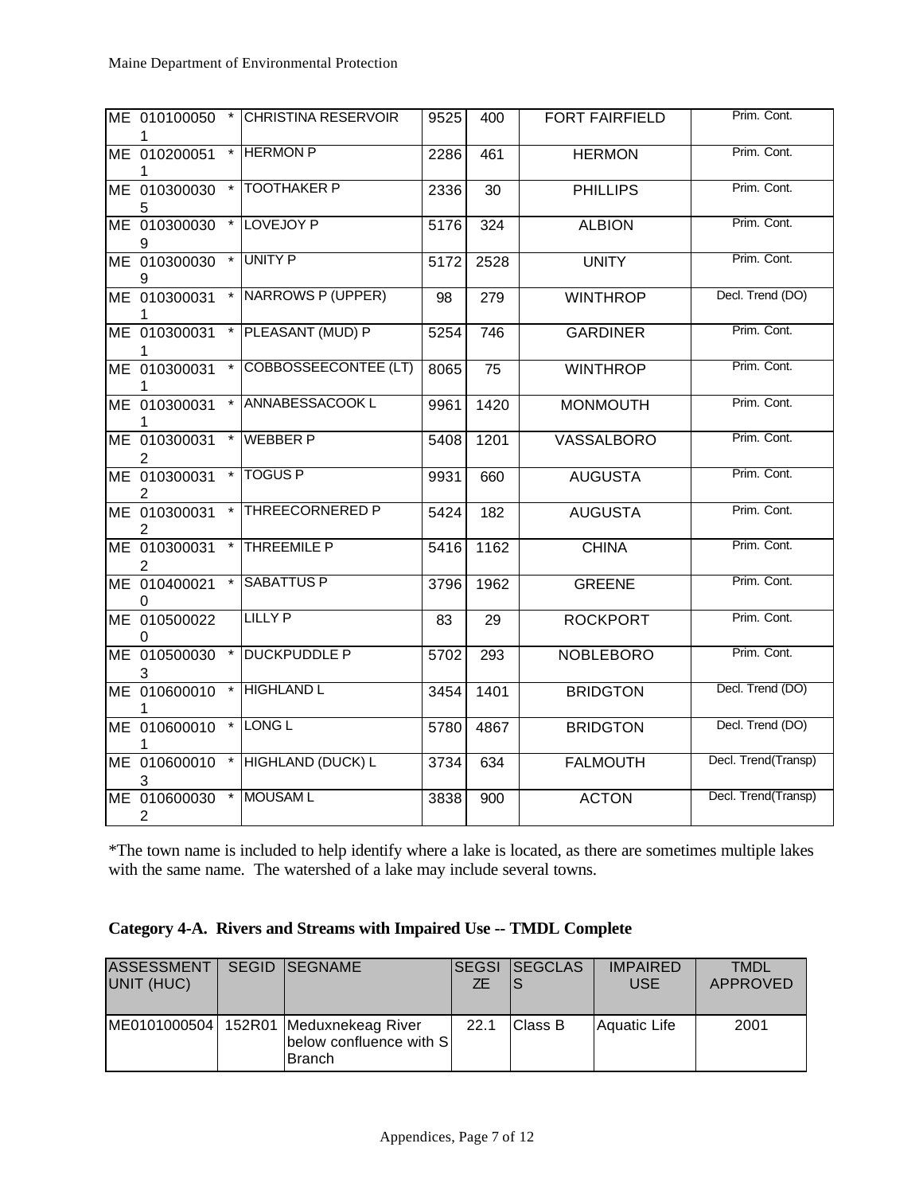| | | | | | |
|---|---|---|---|---|---|
| ME 0101000501 | * | CHRISTINA RESERVOIR | 9525 | 400 | FORT FAIRFIELD | Prim. Cont. |
| ME 0102000511 | * | HERMON P | 2286 | 461 | HERMON | Prim. Cont. |
| ME 0103000305 | * | TOOTHAKER P | 2336 | 30 | PHILLIPS | Prim. Cont. |
| ME 0103000309 | * | LOVEJOY P | 5176 | 324 | ALBION | Prim. Cont. |
| ME 0103000309 | * | UNITY P | 5172 | 2528 | UNITY | Prim. Cont. |
| ME 0103000311 | * | NARROWS P (UPPER) | 98 | 279 | WINTHROP | Decl. Trend (DO) |
| ME 0103000311 | * | PLEASANT (MUD) P | 5254 | 746 | GARDINER | Prim. Cont. |
| ME 0103000311 | * | COBBOSSEECONTEE (LT) | 8065 | 75 | WINTHROP | Prim. Cont. |
| ME 0103000311 | * | ANNABESSACOOK L | 9961 | 1420 | MONMOUTH | Prim. Cont. |
| ME 0103000312 | * | WEBBER P | 5408 | 1201 | VASSALBORO | Prim. Cont. |
| ME 0103000312 | * | TOGUS P | 9931 | 660 | AUGUSTA | Prim. Cont. |
| ME 0103000312 | * | THREECORNERED P | 5424 | 182 | AUGUSTA | Prim. Cont. |
| ME 0103000312 | * | THREEMILE P | 5416 | 1162 | CHINA | Prim. Cont. |
| ME 0104000210 | * | SABATTUS P | 3796 | 1962 | GREENE | Prim. Cont. |
| ME 0105000220 | | LILLY P | 83 | 29 | ROCKPORT | Prim. Cont. |
| ME 0105000303 | * | DUCKPUDDLE P | 5702 | 293 | NOBLEBORO | Prim. Cont. |
| ME 0106000101 | * | HIGHLAND L | 3454 | 1401 | BRIDGTON | Decl. Trend (DO) |
| ME 0106000101 | * | LONG L | 5780 | 4867 | BRIDGTON | Decl. Trend (DO) |
| ME 0106000103 | * | HIGHLAND (DUCK) L | 3734 | 634 | FALMOUTH | Decl. Trend(Transp) |
| ME 0106000302 | * | MOUSAM L | 3838 | 900 | ACTON | Decl. Trend(Transp) |

*The town name is included to help identify where a lake is located, as there are sometimes multiple lakes with the same name. The watershed of a lake may include several towns.

**Category 4-A. Rivers and Streams with Impaired Use -- TMDL Complete**

| ASSESSMENT UNIT (HUC) | SEGID | SEGNAME | SEGSIZE | SEGCLASS | IMPAIRED USE | TMDL APPROVED |
|---|---|---|---|---|---|---|
| ME0101000504 | 152R01 | Meduxnekeag River below confluence with S Branch | 22.1 | Class B | Aquatic Life | 2001 |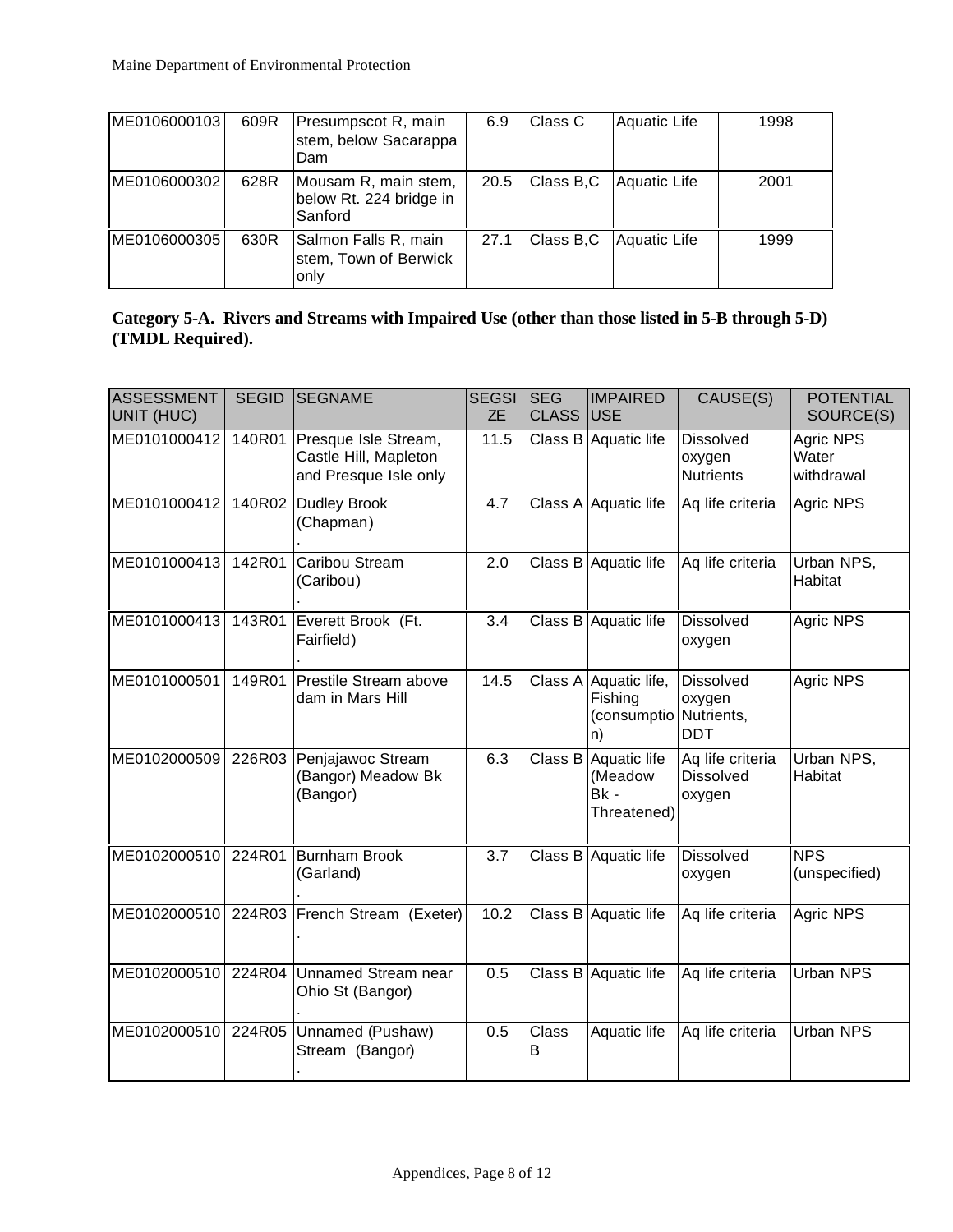| ME0106000103 | 609R | Presumpscot R, main stem, below Sacarappa Dam | 6.9 | Class C | Aquatic Life | 1998 |
|---|---|---|---|---|---|---|
| ME0106000302 | 628R | Mousam R, main stem, below Rt. 224 bridge in Sanford | 20.5 | Class B,C | Aquatic Life | 2001 |
| ME0106000305 | 630R | Salmon Falls R, main stem, Town of Berwick only | 27.1 | Class B,C | Aquatic Life | 1999 |

**Category 5-A. Rivers and Streams with Impaired Use (other than those listed in 5-B through 5-D) (TMDL Required).**

| ASSESSMENT UNIT (HUC) | SEGID | SEGNAME | SEGSIZE | SEG CLASS | IMPAIRED USE | CAUSE(S) | POTENTIAL SOURCE(S) |
|---|---|---|---|---|---|---|---|
| ME0101000412 | 140R01 | Presque Isle Stream, Castle Hill, Mapleton and Presque Isle only | 11.5 | Class B | Aquatic life | Dissolved oxygen Nutrients | Agric NPS Water withdrawal |
| ME0101000412 | 140R02 | Dudley Brook (Chapman) . | 4.7 | Class A | Aquatic life | Aq life criteria | Agric NPS |
| ME0101000413 | 142R01 | Caribou Stream (Caribou) . | 2.0 | Class B | Aquatic life | Aq life criteria | Urban NPS, Habitat |
| ME0101000413 | 143R01 | Everett Brook (Ft. Fairfield) . | 3.4 | Class B | Aquatic life | Dissolved oxygen | Agric NPS |
| ME0101000501 | 149R01 | Prestile Stream above dam in Mars Hill | 14.5 | Class A | Aquatic life, Fishing (consumption) | Dissolved oxygen Nutrients, DDT | Agric NPS |
| ME0102000509 | 226R03 | Penjajawoc Stream (Bangor) Meadow Bk (Bangor) | 6.3 | Class B | Aquatic life (Meadow Bk - Threatened) | Aq life criteria Dissolved oxygen | Urban NPS, Habitat |
| ME0102000510 | 224R01 | Burnham Brook (Garland) . | 3.7 | Class B | Aquatic life | Dissolved oxygen | NPS (unspecified) |
| ME0102000510 | 224R03 | French Stream (Exeter) . | 10.2 | Class B | Aquatic life | Aq life criteria | Agric NPS |
| ME0102000510 | 224R04 | Unnamed Stream near Ohio St (Bangor) . | 0.5 | Class B | Aquatic life | Aq life criteria | Urban NPS |
| ME0102000510 | 224R05 | Unnamed (Pushaw) Stream (Bangor) . | 0.5 | Class B | Aquatic life | Aq life criteria | Urban NPS |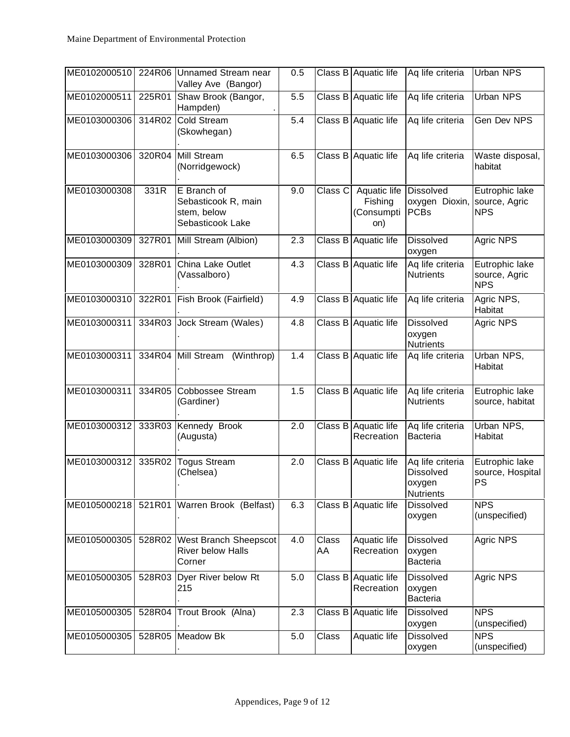| ME0102000510 | 224R06 | Unnamed Stream near Valley Ave (Bangor) | 0.5 | Class B | Aquatic life | Aq life criteria | Urban NPS |
|---|---|---|---|---|---|---|---|
| ME0102000511 | 225R01 | Shaw Brook (Bangor, Hampden) . | 5.5 | Class B | Aquatic life | Aq life criteria | Urban NPS |
| ME0103000306 | 314R02 | Cold Stream (Skowhegan) . | 5.4 | Class B | Aquatic life | Aq life criteria | Gen Dev NPS |
| ME0103000306 | 320R04 | Mill Stream (Norridgewock) . | 6.5 | Class B | Aquatic life | Aq life criteria | Waste disposal, habitat |
| ME0103000308 | 331R | E Branch of Sebasticook R, main stem, below Sebasticook Lake | 9.0 | Class C | Aquatic life Fishing (Consumption) | Dissolved oxygen Dioxin, PCBs | Eutrophic lake source, Agric NPS |
| ME0103000309 | 327R01 | Mill Stream (Albion) . | 2.3 | Class B | Aquatic life | Dissolved oxygen | Agric NPS |
| ME0103000309 | 328R01 | China Lake Outlet (Vassalboro) . | 4.3 | Class B | Aquatic life | Aq life criteria Nutrients | Eutrophic lake source, Agric NPS |
| ME0103000310 | 322R01 | Fish Brook (Fairfield) . | 4.9 | Class B | Aquatic life | Aq life criteria | Agric NPS, Habitat |
| ME0103000311 | 334R03 | Jock Stream (Wales) . | 4.8 | Class B | Aquatic life | Dissolved oxygen Nutrients | Agric NPS |
| ME0103000311 | 334R04 | Mill Stream (Winthrop) . | 1.4 | Class B | Aquatic life | Aq life criteria | Urban NPS, Habitat |
| ME0103000311 | 334R05 | Cobbossee Stream (Gardiner) . | 1.5 | Class B | Aquatic life | Aq life criteria Nutrients | Eutrophic lake source, habitat |
| ME0103000312 | 333R03 | Kennedy Brook (Augusta) . | 2.0 | Class B | Aquatic life Recreation | Aq life criteria Bacteria | Urban NPS, Habitat |
| ME0103000312 | 335R02 | Togus Stream (Chelsea) . | 2.0 | Class B | Aquatic life | Aq life criteria Dissolved oxygen Nutrients | Eutrophic lake source, Hospital PS |
| ME0105000218 | 521R01 | Warren Brook (Belfast) . | 6.3 | Class B | Aquatic life | Dissolved oxygen | NPS (unspecified) |
| ME0105000305 | 528R02 | West Branch Sheepscot River below Halls Corner | 4.0 | Class AA | Aquatic life Recreation | Dissolved oxygen Bacteria | Agric NPS |
| ME0105000305 | 528R03 | Dyer River below Rt 215 . | 5.0 | Class B | Aquatic life Recreation | Dissolved oxygen Bacteria | Agric NPS |
| ME0105000305 | 528R04 | Trout Brook (Alna) . | 2.3 | Class B | Aquatic life | Dissolved oxygen | NPS (unspecified) |
| ME0105000305 | 528R05 | Meadow Bk . | 5.0 | Class | Aquatic life | Dissolved oxygen | NPS (unspecified) |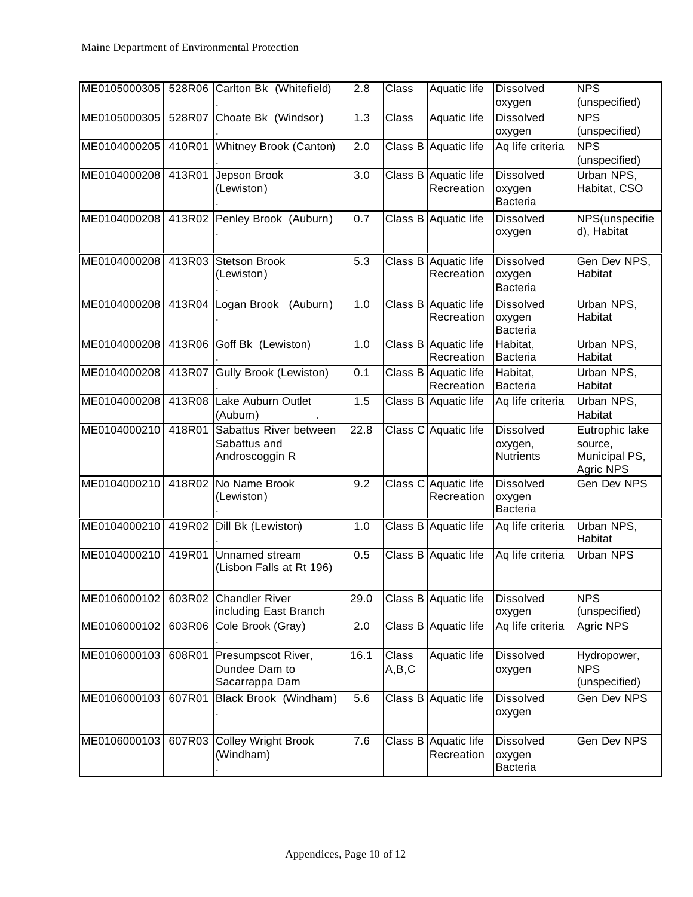| ME0105000305 | 528R06 | Carlton Bk (Whitefield) . | 2.8 | Class | Aquatic life | Dissolved oxygen | NPS (unspecified) |
|---|---|---|---|---|---|---|---|
| ME0105000305 | 528R07 | Choate Bk (Windsor) . | 1.3 | Class | Aquatic life | Dissolved oxygen | NPS (unspecified) |
| ME0104000205 | 410R01 | Whitney Brook (Canton) . | 2.0 | Class B | Aquatic life | Aq life criteria | NPS (unspecified) |
| ME0104000208 | 413R01 | Jepson Brook (Lewiston) . | 3.0 | Class B | Aquatic life Recreation | Dissolved oxygen Bacteria | Urban NPS, Habitat, CSO |
| ME0104000208 | 413R02 | Penley Brook (Auburn) . | 0.7 | Class B | Aquatic life | Dissolved oxygen | NPS(unspecified), Habitat |
| ME0104000208 | 413R03 | Stetson Brook (Lewiston) . | 5.3 | Class B | Aquatic life Recreation | Dissolved oxygen Bacteria | Gen Dev NPS, Habitat |
| ME0104000208 | 413R04 | Logan Brook (Auburn) . | 1.0 | Class B | Aquatic life Recreation | Dissolved oxygen Bacteria | Urban NPS, Habitat |
| ME0104000208 | 413R06 | Goff Bk (Lewiston) . | 1.0 | Class B | Aquatic life Recreation | Habitat, Bacteria | Urban NPS, Habitat |
| ME0104000208 | 413R07 | Gully Brook (Lewiston) . | 0.1 | Class B | Aquatic life Recreation | Habitat, Bacteria | Urban NPS, Habitat |
| ME0104000208 | 413R08 | Lake Auburn Outlet (Auburn) . | 1.5 | Class B | Aquatic life | Aq life criteria | Urban NPS, Habitat |
| ME0104000210 | 418R01 | Sabattus River between Sabattus and Androscoggin R | 22.8 | Class C | Aquatic life | Dissolved oxygen, Nutrients | Eutrophic lake source, Municipal PS, Agric NPS |
| ME0104000210 | 418R02 | No Name Brook (Lewiston) . | 9.2 | Class C | Aquatic life Recreation | Dissolved oxygen Bacteria | Gen Dev NPS |
| ME0104000210 | 419R02 | Dill Bk (Lewiston) . | 1.0 | Class B | Aquatic life | Aq life criteria | Urban NPS, Habitat |
| ME0104000210 | 419R01 | Unnamed stream (Lisbon Falls at Rt 196) | 0.5 | Class B | Aquatic life | Aq life criteria | Urban NPS |
| ME0106000102 | 603R02 | Chandler River including East Branch | 29.0 | Class B | Aquatic life | Dissolved oxygen | NPS (unspecified) |
| ME0106000102 | 603R06 | Cole Brook (Gray) . | 2.0 | Class B | Aquatic life | Aq life criteria | Agric NPS |
| ME0106000103 | 608R01 | Presumpscot River, Dundee Dam to Sacarrappa Dam | 16.1 | Class A,B,C | Aquatic life | Dissolved oxygen | Hydropower, NPS (unspecified) |
| ME0106000103 | 607R01 | Black Brook (Windham) . | 5.6 | Class B | Aquatic life | Dissolved oxygen | Gen Dev NPS |
| ME0106000103 | 607R03 | Colley Wright Brook (Windham) . | 7.6 | Class B | Aquatic life Recreation | Dissolved oxygen Bacteria | Gen Dev NPS |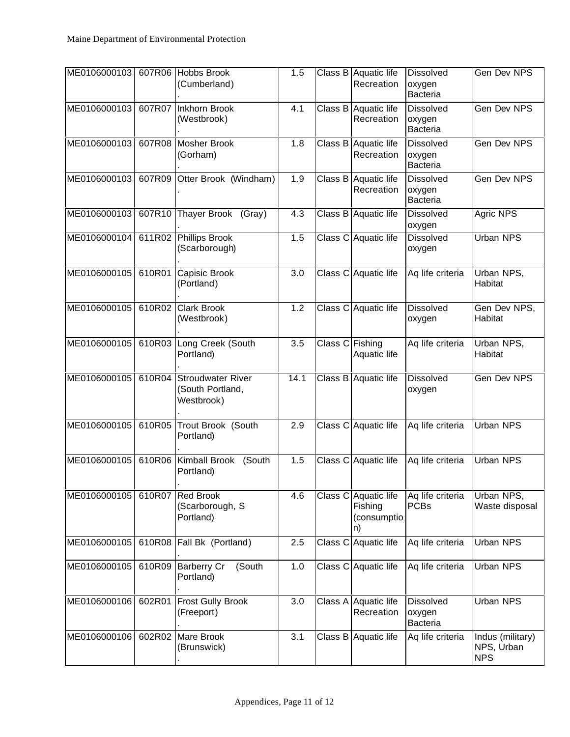| | | | | | | | |
|---|---|---|---|---|---|---|---|
| ME0106000103 | 607R06 | Hobbs Brook (Cumberland) . | 1.5 | Class B | Aquatic life Recreation | Dissolved oxygen Bacteria | Gen Dev NPS |
| ME0106000103 | 607R07 | Inkhorn Brook (Westbrook) . | 4.1 | Class B | Aquatic life Recreation | Dissolved oxygen Bacteria | Gen Dev NPS |
| ME0106000103 | 607R08 | Mosher Brook (Gorham) . | 1.8 | Class B | Aquatic life Recreation | Dissolved oxygen Bacteria | Gen Dev NPS |
| ME0106000103 | 607R09 | Otter Brook (Windham) . | 1.9 | Class B | Aquatic life Recreation | Dissolved oxygen Bacteria | Gen Dev NPS |
| ME0106000103 | 607R10 | Thayer Brook (Gray) . | 4.3 | Class B | Aquatic life | Dissolved oxygen | Agric NPS |
| ME0106000104 | 611R02 | Phillips Brook (Scarborough) . | 1.5 | Class C | Aquatic life | Dissolved oxygen | Urban NPS |
| ME0106000105 | 610R01 | Capisic Brook (Portland) . | 3.0 | Class C | Aquatic life | Aq life criteria | Urban NPS, Habitat |
| ME0106000105 | 610R02 | Clark Brook (Westbrook) . | 1.2 | Class C | Aquatic life | Dissolved oxygen | Gen Dev NPS, Habitat |
| ME0106000105 | 610R03 | Long Creek (South Portland) . | 3.5 | Class C | Fishing Aquatic life | Aq life criteria | Urban NPS, Habitat |
| ME0106000105 | 610R04 | Stroudwater River (South Portland, Westbrook) . | 14.1 | Class B | Aquatic life | Dissolved oxygen | Gen Dev NPS |
| ME0106000105 | 610R05 | Trout Brook (South Portland) . | 2.9 | Class C | Aquatic life | Aq life criteria | Urban NPS |
| ME0106000105 | 610R06 | Kimball Brook (South Portland) . | 1.5 | Class C | Aquatic life | Aq life criteria | Urban NPS |
| ME0106000105 | 610R07 | Red Brook (Scarborough, S Portland) | 4.6 | Class C | Aquatic life Fishing (consumption) | Aq life criteria PCBs | Urban NPS, Waste disposal |
| ME0106000105 | 610R08 | Fall Bk (Portland) . | 2.5 | Class C | Aquatic life | Aq life criteria | Urban NPS |
| ME0106000105 | 610R09 | Barberry Cr (South Portland) . | 1.0 | Class C | Aquatic life | Aq life criteria | Urban NPS |
| ME0106000106 | 602R01 | Frost Gully Brook (Freeport) . | 3.0 | Class A | Aquatic life Recreation | Dissolved oxygen Bacteria | Urban NPS |
| ME0106000106 | 602R02 | Mare Brook (Brunswick) . | 3.1 | Class B | Aquatic life | Aq life criteria | Indus (military) NPS, Urban NPS |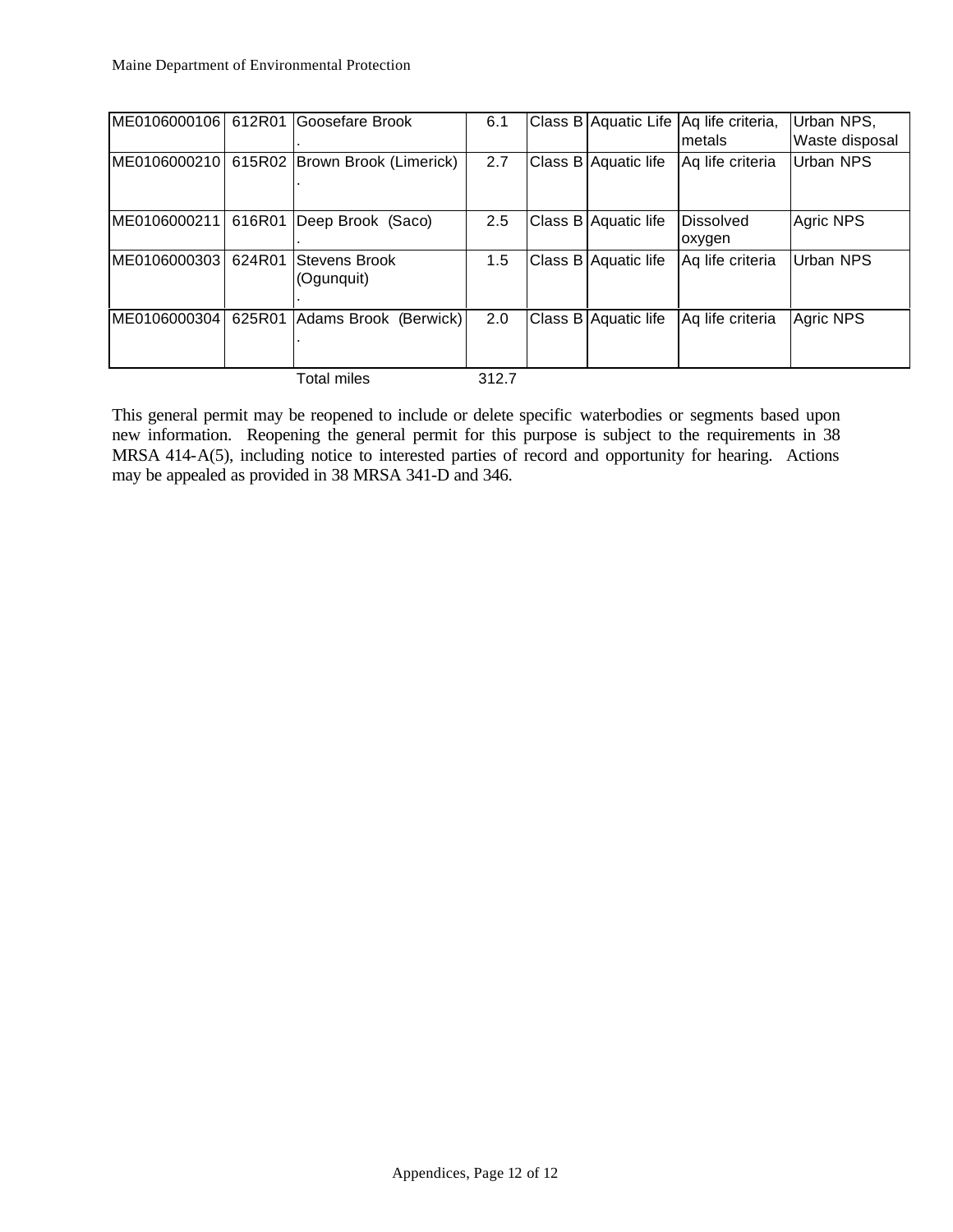| | | | | | | | |
|---|---|---|---|---|---|---|---|
| ME0106000106 | 612R01 | Goosefare Brook . | 6.1 | Class B | Aquatic Life | Aq life criteria, metals | Urban NPS, Waste disposal |
| ME0106000210 | 615R02 | Brown Brook (Limerick) . | 2.7 | Class B | Aquatic life | Aq life criteria | Urban NPS |
| ME0106000211 | 616R01 | Deep Brook (Saco) . | 2.5 | Class B | Aquatic life | Dissolved oxygen | Agric NPS |
| ME0106000303 | 624R01 | Stevens Brook (Ogunquit) . | 1.5 | Class B | Aquatic life | Aq life criteria | Urban NPS |
| ME0106000304 | 625R01 | Adams Brook (Berwick) . | 2.0 | Class B | Aquatic life | Aq life criteria | Agric NPS |
| | | Total miles | 312.7 | | | | |

This general permit may be reopened to include or delete specific waterbodies or segments based upon new information. Reopening the general permit for this purpose is subject to the requirements in 38 MRSA 414-A(5), including notice to interested parties of record and opportunity for hearing. Actions may be appealed as provided in 38 MRSA 341-D and 346.